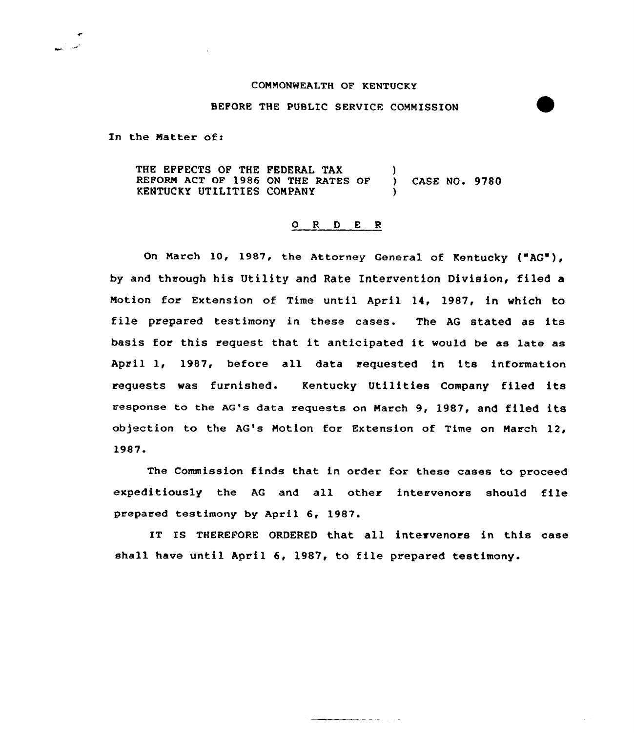COMMONWEALTH OF KENTUCKY

BEFORE THE PUBLIC SERVICE COMMISSION

In the Matter of:

THE EFFECTS OF THE FEDERAL TAX REFORM ACT OF 1986 ON THE RATES OF KENTUCKY UTILITIES COMPANY ) CASE NO. 9780

## O R D E R

On March 10, 1987, the Attorney General of Kentucky ("AG"), by and through his Utility and Rate Intervention Division, filed a Motion for Extension of Time until April 14, 1987, in which to file prepared testimony in these cases. The AG stated as its basis for this request that it anticipated it would be as late as April 1, 1987, before all data requested in its information requests was furnished. Kentucky Utilities Company filed its response to the AG's data requests on March 9, 1987, and filed its objection to the AG's Motion for Extension of Time on March 12, 1987.

The Commission finds that in order for these cases to proceed expeditiously the AG and all other intervenors should file prepared testimony by April 6, 1987.

IT IS THEREFORE ORDERED that all intervenors in this case shall have until April 6, 1987, to file prepared testimony.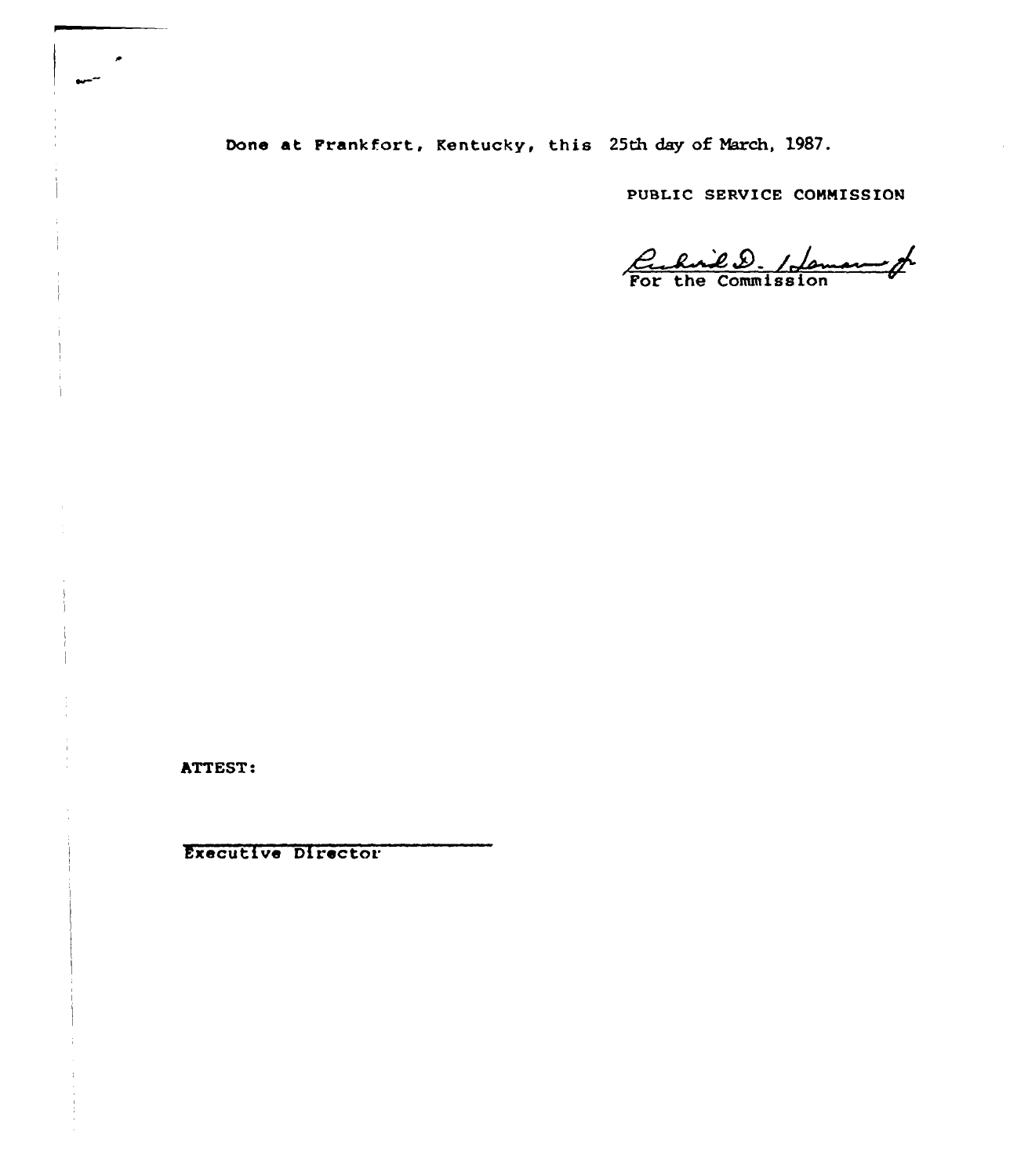Done at Frankfort, Kentucky, this 25th day of March, 1987.

PUBLIC SERVICE COMMISSION

For the Commission

ATTEST:

Executive Director